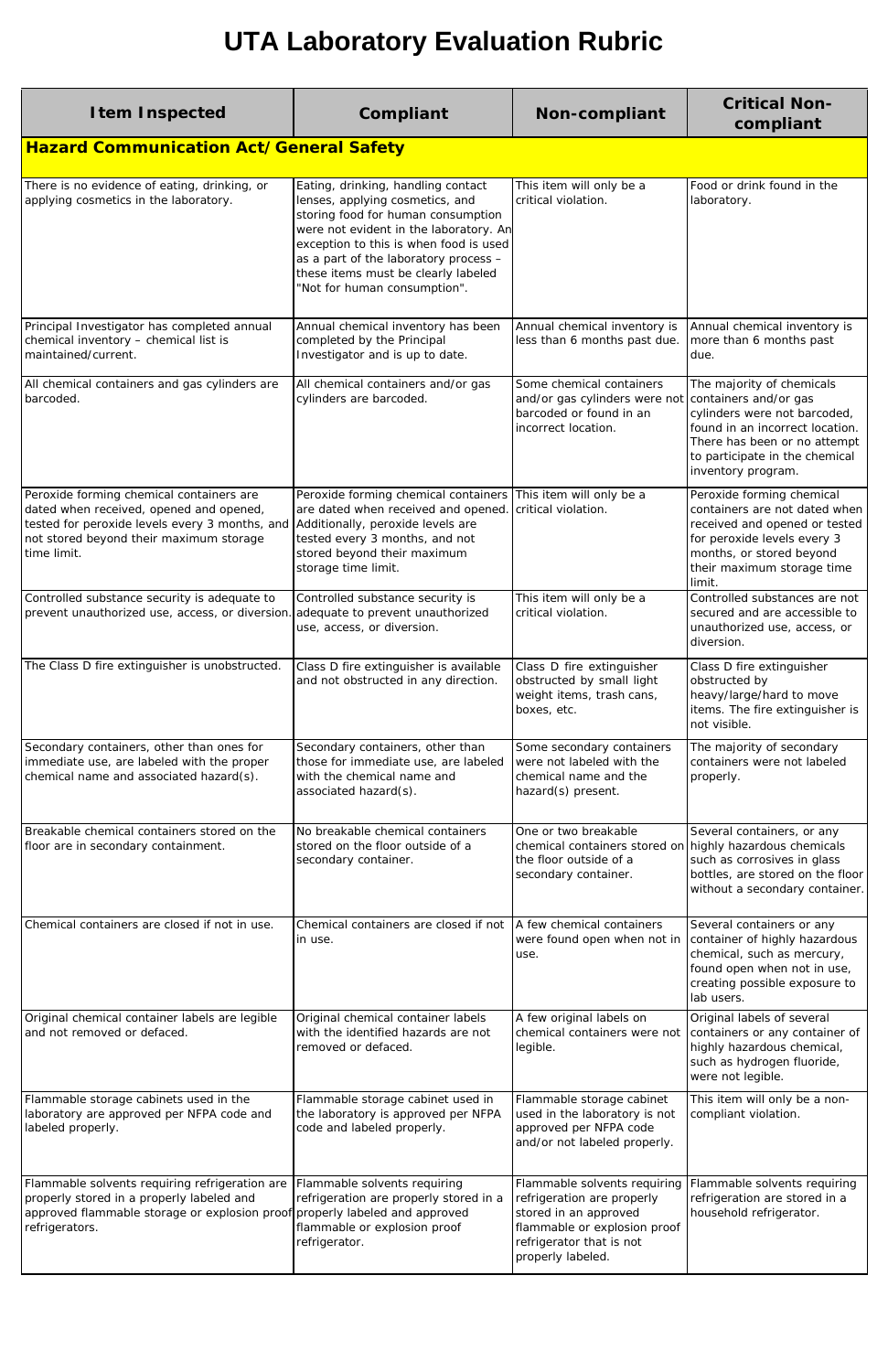# UTA Laboratory Evaluation Rubric

| Item Inspected | Compliant | Non-compliant | Critical Non-compliant |
|---|---|---|---|
| **Hazard Communication Act/General Safety** | | | |
| There is no evidence of eating, drinking, or applying cosmetics in the laboratory. | Eating, drinking, handling contact lenses, applying cosmetics, and storing food for human consumption were not evident in the laboratory. An exception to this is when food is used as a part of the laboratory process – these items must be clearly labeled "Not for human consumption". | This item will only be a critical violation. | Food or drink found in the laboratory. |
| Principal Investigator has completed annual chemical inventory – chemical list is maintained/current. | Annual chemical inventory has been completed by the Principal Investigator and is up to date. | Annual chemical inventory is less than 6 months past due. | Annual chemical inventory is more than 6 months past due. |
| All chemical containers and gas cylinders are barcoded. | All chemical containers and/or gas cylinders are barcoded. | Some chemical containers and/or gas cylinders were not barcoded or found in an incorrect location. | The majority of chemicals containers and/or gas cylinders were not barcoded, found in an incorrect location. There has been or no attempt to participate in the chemical inventory program. |
| Peroxide forming chemical containers are dated when received, opened and opened, tested for peroxide levels every 3 months, and not stored beyond their maximum storage time limit. | Peroxide forming chemical containers are dated when received and opened. Additionally, peroxide levels are tested every 3 months, and not stored beyond their maximum storage time limit. | This item will only be a critical violation. | Peroxide forming chemical containers are not dated when received and opened or tested for peroxide levels every 3 months, or stored beyond their maximum storage time limit. |
| Controlled substance security is adequate to prevent unauthorized use, access, or diversion. | Controlled substance security is adequate to prevent unauthorized use, access, or diversion. | This item will only be a critical violation. | Controlled substances are not secured and are accessible to unauthorized use, access, or diversion. |
| The Class D fire extinguisher is unobstructed. | Class D fire extinguisher is available and not obstructed in any direction. | Class D fire extinguisher obstructed by small light weight items, trash cans, boxes, etc. | Class D fire extinguisher obstructed by heavy/large/hard to move items. The fire extinguisher is not visible. |
| Secondary containers, other than ones for immediate use, are labeled with the proper chemical name and associated hazard(s). | Secondary containers, other than those for immediate use, are labeled with the chemical name and associated hazard(s). | Some secondary containers were not labeled with the chemical name and the hazard(s) present. | The majority of secondary containers were not labeled properly. |
| Breakable chemical containers stored on the floor are in secondary containment. | No breakable chemical containers stored on the floor outside of a secondary container. | One or two breakable chemical containers stored on the floor outside of a secondary container. | Several containers, or any highly hazardous chemicals such as corrosives in glass bottles, are stored on the floor without a secondary container. |
| Chemical containers are closed if not in use. | Chemical containers are closed if not in use. | A few chemical containers were found open when not in use. | Several containers or any container of highly hazardous chemical, such as mercury, found open when not in use, creating possible exposure to lab users. |
| Original chemical container labels are legible and not removed or defaced. | Original chemical container labels with the identified hazards are not removed or defaced. | A few original labels on chemical containers were not legible. | Original labels of several containers or any container of highly hazardous chemical, such as hydrogen fluoride, were not legible. |
| Flammable storage cabinets used in the laboratory are approved per NFPA code and labeled properly. | Flammable storage cabinet used in the laboratory is approved per NFPA code and labeled properly. | Flammable storage cabinet used in the laboratory is not approved per NFPA code and/or not labeled properly. | This item will only be a non-compliant violation. |
| Flammable solvents requiring refrigeration are properly stored in a properly labeled and approved flammable storage or explosion proof refrigerators. | Flammable solvents requiring refrigeration are properly stored in a properly labeled and approved flammable or explosion proof refrigerator. | Flammable solvents requiring refrigeration are properly stored in an approved flammable or explosion proof refrigerator that is not properly labeled. | Flammable solvents requiring refrigeration are stored in a household refrigerator. |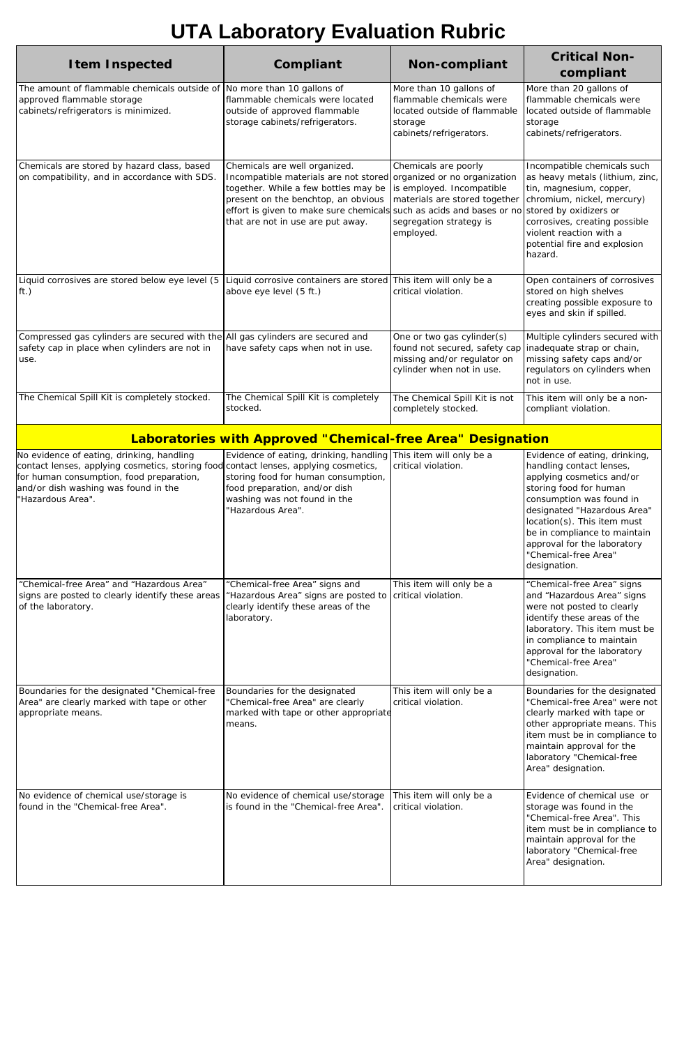# UTA Laboratory Evaluation Rubric

| Item Inspected | Compliant | Non-compliant | Critical Non-compliant |
|---|---|---|---|
| The amount of flammable chemicals outside of approved flammable storage cabinets/refrigerators is minimized. | No more than 10 gallons of flammable chemicals were located outside of approved flammable storage cabinets/refrigerators. | More than 10 gallons of flammable chemicals were located outside of flammable storage cabinets/refrigerators. | More than 20 gallons of flammable chemicals were located outside of flammable storage cabinets/refrigerators. |
| Chemicals are stored by hazard class, based on compatibility, and in accordance with SDS. | Chemicals are well organized. Incompatible materials are not stored together. While a few bottles may be present on the benchtop, an obvious effort is given to make sure chemicals that are not in use are put away. | Chemicals are poorly organized or no organization is employed. Incompatible materials are stored together such as acids and bases or no segregation strategy is employed. | Incompatible chemicals such as heavy metals (lithium, zinc, tin, magnesium, copper, chromium, nickel, mercury) stored by oxidizers or corrosives, creating possible violent reaction with a potential fire and explosion hazard. |
| Liquid corrosives are stored below eye level (5 ft.) | Liquid corrosive containers are stored above eye level (5 ft.) | This item will only be a critical violation. | Open containers of corrosives stored on high shelves creating possible exposure to eyes and skin if spilled. |
| Compressed gas cylinders are secured with the safety cap in place when cylinders are not in use. | All gas cylinders are secured and have safety caps when not in use. | One or two gas cylinder(s) found not secured, safety cap missing and/or regulator on cylinder when not in use. | Multiple cylinders secured with inadequate strap or chain, missing safety caps and/or regulators on cylinders when not in use. |
| The Chemical Spill Kit is completely stocked. | The Chemical Spill Kit is completely stocked. | The Chemical Spill Kit is not completely stocked. | This item will only be a non-compliant violation. |
| **Laboratories with Approved "Chemical-free Area" Designation** | | | |
| No evidence of eating, drinking, handling contact lenses, applying cosmetics, storing food for human consumption, food preparation, and/or dish washing was found in the "Hazardous Area". | Evidence of eating, drinking, handling contact lenses, applying cosmetics, storing food for human consumption, food preparation, and/or dish washing was not found in the "Hazardous Area". | This item will only be a critical violation. | Evidence of eating, drinking, handling contact lenses, applying cosmetics and/or storing food for human consumption was found in designated "Hazardous Area" location(s). This item must be in compliance to maintain approval for the laboratory "Chemical-free Area" designation. |
| "Chemical-free Area" and "Hazardous Area" signs are posted to clearly identify these areas of the laboratory. | "Chemical-free Area" signs and "Hazardous Area" signs are posted to clearly identify these areas of the laboratory. | This item will only be a critical violation. | "Chemical-free Area" signs and "Hazardous Area" signs were not posted to clearly identify these areas of the laboratory. This item must be in compliance to maintain approval for the laboratory "Chemical-free Area" designation. |
| Boundaries for the designated "Chemical-free Area" are clearly marked with tape or other appropriate means. | Boundaries for the designated "Chemical-free Area" are clearly marked with tape or other appropriate means. | This item will only be a critical violation. | Boundaries for the designated "Chemical-free Area" were not clearly marked with tape or other appropriate means. This item must be in compliance to maintain approval for the laboratory "Chemical-free Area" designation. |
| No evidence of chemical use/storage is found in the "Chemical-free Area". | No evidence of chemical use/storage is found in the "Chemical-free Area". | This item will only be a critical violation. | Evidence of chemical use or storage was found in the "Chemical-free Area". This item must be in compliance to maintain approval for the laboratory "Chemical-free Area" designation. |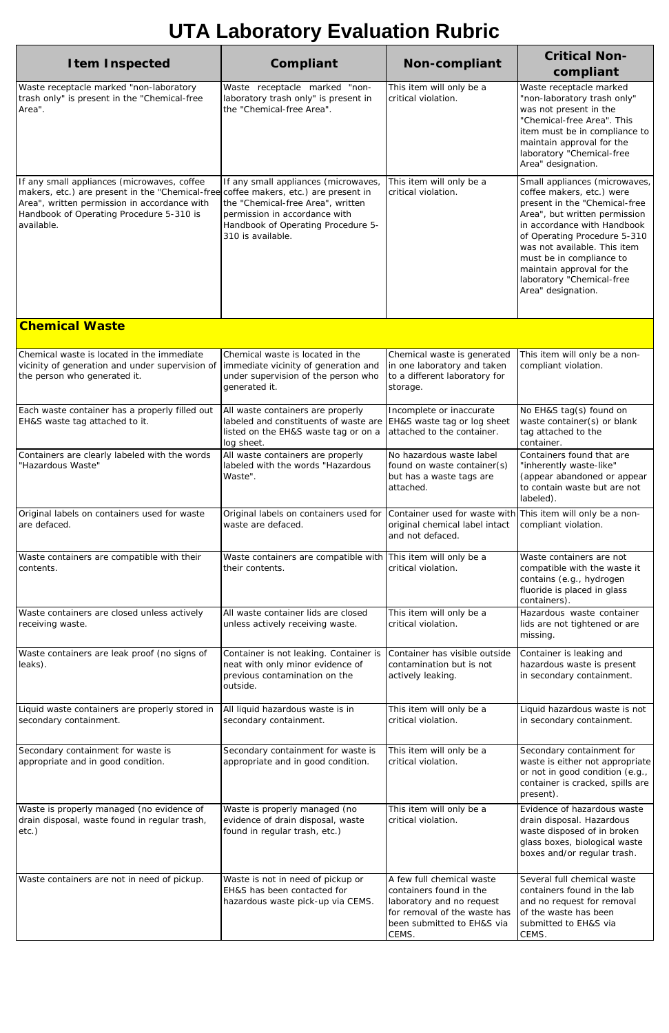# UTA Laboratory Evaluation Rubric

| Item Inspected | Compliant | Non-compliant | Critical Non-compliant |
|---|---|---|---|
| Waste receptacle marked "non-laboratory trash only" is present in the "Chemical-free Area". | Waste receptacle marked "non-laboratory trash only" is present in the "Chemical-free Area". | This item will only be a critical violation. | Waste receptacle marked "non-laboratory trash only" was not present in the "Chemical-free Area". This item must be in compliance to maintain approval for the laboratory "Chemical-free Area" designation. |
| If any small appliances (microwaves, coffee makers, etc.) are present in the "Chemical-free Area", written permission in accordance with Handbook of Operating Procedure 5-310 is available. | If any small appliances (microwaves, coffee makers, etc.) are present in the "Chemical-free Area", written permission in accordance with Handbook of Operating Procedure 5-310 is available. | This item will only be a critical violation. | Small appliances (microwaves, coffee makers, etc.) were present in the "Chemical-free Area", but written permission in accordance with Handbook of Operating Procedure 5-310 was not available. This item must be in compliance to maintain approval for the laboratory "Chemical-free Area" designation. |
| **Chemical Waste** | | | |
| Chemical waste is located in the immediate vicinity of generation and under supervision of the person who generated it. | Chemical waste is located in the immediate vicinity of generation and under supervision of the person who generated it. | Chemical waste is generated in one laboratory and taken to a different laboratory for storage. | This item will only be a non-compliant violation. |
| Each waste container has a properly filled out EH&S waste tag attached to it. | All waste containers are properly labeled and constituents of waste are listed on the EH&S waste tag or on a log sheet. | Incomplete or inaccurate EH&S waste tag or log sheet attached to the container. | No EH&S tag(s) found on waste container(s) or blank tag attached to the container. |
| Containers are clearly labeled with the words "Hazardous Waste" | All waste containers are properly labeled with the words "Hazardous Waste". | No hazardous waste label found on waste container(s) but has a waste tags are attached. | Containers found that are "inherently waste-like" (appear abandoned or appear to contain waste but are not labeled). |
| Original labels on containers used for waste are defaced. | Original labels on containers used for waste are defaced. | Container used for waste with original chemical label intact and not defaced. | This item will only be a non-compliant violation. |
| Waste containers are compatible with their contents. | Waste containers are compatible with their contents. | This item will only be a critical violation. | Waste containers are not compatible with the waste it contains (e.g., hydrogen fluoride is placed in glass containers). |
| Waste containers are closed unless actively receiving waste. | All waste container lids are closed unless actively receiving waste. | This item will only be a critical violation. | Hazardous waste container lids are not tightened or are missing. |
| Waste containers are leak proof (no signs of leaks). | Container is not leaking. Container is neat with only minor evidence of previous contamination on the outside. | Container has visible outside contamination but is not actively leaking. | Container is leaking and hazardous waste is present in secondary containment. |
| Liquid waste containers are properly stored in secondary containment. | All liquid hazardous waste is in secondary containment. | This item will only be a critical violation. | Liquid hazardous waste is not in secondary containment. |
| Secondary containment for waste is appropriate and in good condition. | Secondary containment for waste is appropriate and in good condition. | This item will only be a critical violation. | Secondary containment for waste is either not appropriate or not in good condition (e.g., container is cracked, spills are present). |
| Waste is properly managed (no evidence of drain disposal, waste found in regular trash, etc.) | Waste is properly managed (no evidence of drain disposal, waste found in regular trash, etc.) | This item will only be a critical violation. | Evidence of hazardous waste drain disposal. Hazardous waste disposed of in broken glass boxes, biological waste boxes and/or regular trash. |
| Waste containers are not in need of pickup. | Waste is not in need of pickup or EH&S has been contacted for hazardous waste pick-up via CEMS. | A few full chemical waste containers found in the laboratory and no request for removal of the waste has been submitted to EH&S via CEMS. | Several full chemical waste containers found in the lab and no request for removal of the waste has been submitted to EH&S via CEMS. |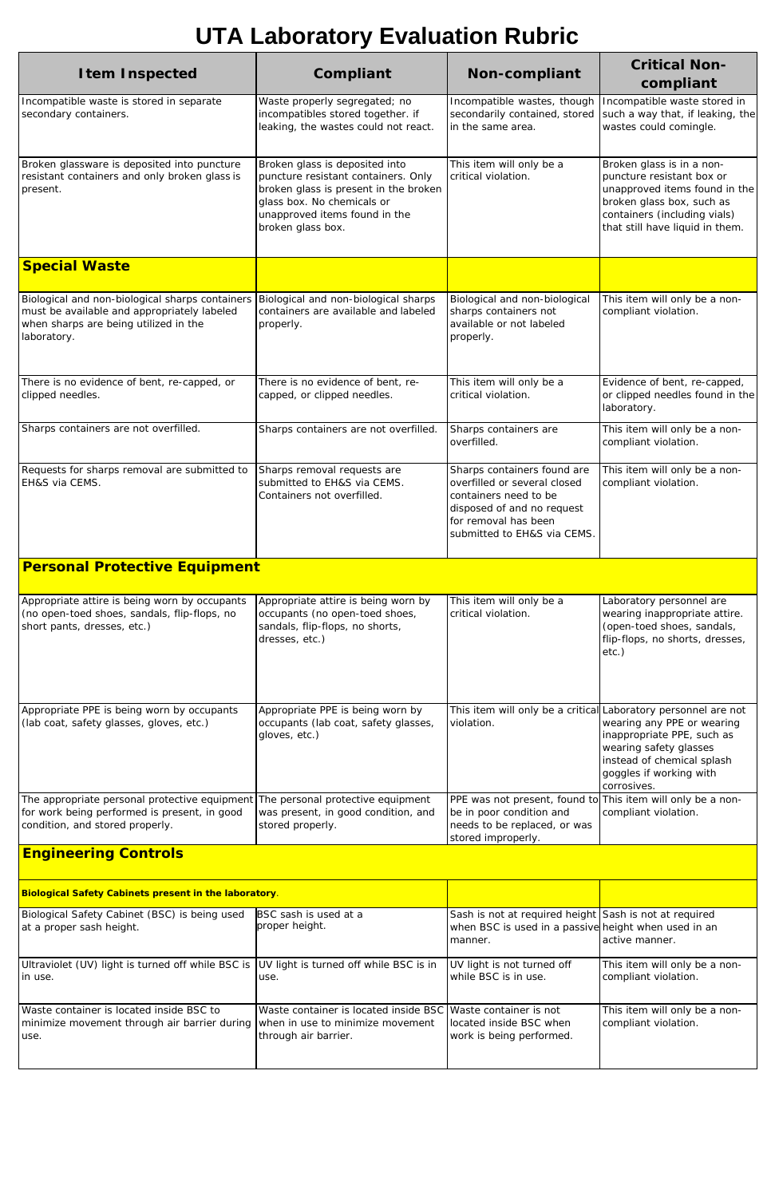# UTA Laboratory Evaluation Rubric

| Item Inspected | Compliant | Non-compliant | Critical Non-compliant |
|---|---|---|---|
| Incompatible waste is stored in separate secondary containers. | Waste properly segregated; no incompatibles stored together. if leaking, the wastes could not react. | Incompatible wastes, though secondarily contained, stored in the same area. | Incompatible waste stored in such a way that, if leaking, the wastes could comingle. |
| Broken glassware is deposited into puncture resistant containers and only broken glass is present. | Broken glass is deposited into puncture resistant containers. Only broken glass is present in the broken glass box. No chemicals or unapproved items found in the broken glass box. | This item will only be a critical violation. | Broken glass is in a non-puncture resistant box or unapproved items found in the broken glass box, such as containers (including vials) that still have liquid in them. |
| **Special Waste** | | | |
| Biological and non-biological sharps containers must be available and appropriately labeled when sharps are being utilized in the laboratory. | Biological and non-biological sharps containers are available and labeled properly. | Biological and non-biological sharps containers not available or not labeled properly. | This item will only be a non-compliant violation. |
| There is no evidence of bent, re-capped, or clipped needles. | There is no evidence of bent, re-capped, or clipped needles. | This item will only be a critical violation. | Evidence of bent, re-capped, or clipped needles found in the laboratory. |
| Sharps containers are not overfilled. | Sharps containers are not overfilled. | Sharps containers are overfilled. | This item will only be a non-compliant violation. |
| Requests for sharps removal are submitted to EH&S via CEMS. | Sharps removal requests are submitted to EH&S via CEMS. Containers not overfilled. | Sharps containers found are overfilled or several closed containers need to be disposed of and no request for removal has been submitted to EH&S via CEMS. | This item will only be a non-compliant violation. |
| **Personal Protective Equipment** | | | |
| Appropriate attire is being worn by occupants (no open-toed shoes, sandals, flip-flops, no short pants, dresses, etc.) | Appropriate attire is being worn by occupants (no open-toed shoes, sandals, flip-flops, no shorts, dresses, etc.) | This item will only be a critical violation. | Laboratory personnel are wearing inappropriate attire. (open-toed shoes, sandals, flip-flops, no shorts, dresses, etc.) |
| Appropriate PPE is being worn by occupants (lab coat, safety glasses, gloves, etc.) | Appropriate PPE is being worn by occupants (lab coat, safety glasses, gloves, etc.) | This item will only be a critical violation. | Laboratory personnel are not wearing any PPE or wearing inappropriate PPE, such as wearing safety glasses instead of chemical splash goggles if working with corrosives. |
| The appropriate personal protective equipment for work being performed is present, in good condition, and stored properly. | The personal protective equipment was present, in good condition, and stored properly. | PPE was not present, found to be in poor condition and needs to be replaced, or was stored improperly. | This item will only be a non-compliant violation. |
| **Engineering Controls** | | | |
| **Biological Safety Cabinets present in the laboratory.** | | | |
| Biological Safety Cabinet (BSC) is being used at a proper sash height. | BSC sash is used at a proper height. | Sash is not at required height when BSC is used in a passive manner. | Sash is not at required height when used in an active manner. |
| Ultraviolet (UV) light is turned off while BSC is in use. | UV light is turned off while BSC is in use. | UV light is not turned off while BSC is in use. | This item will only be a non-compliant violation. |
| Waste container is located inside BSC to minimize movement through air barrier during use. | Waste container is located inside BSC when in use to minimize movement through air barrier. | Waste container is not located inside BSC when work is being performed. | This item will only be a non-compliant violation. |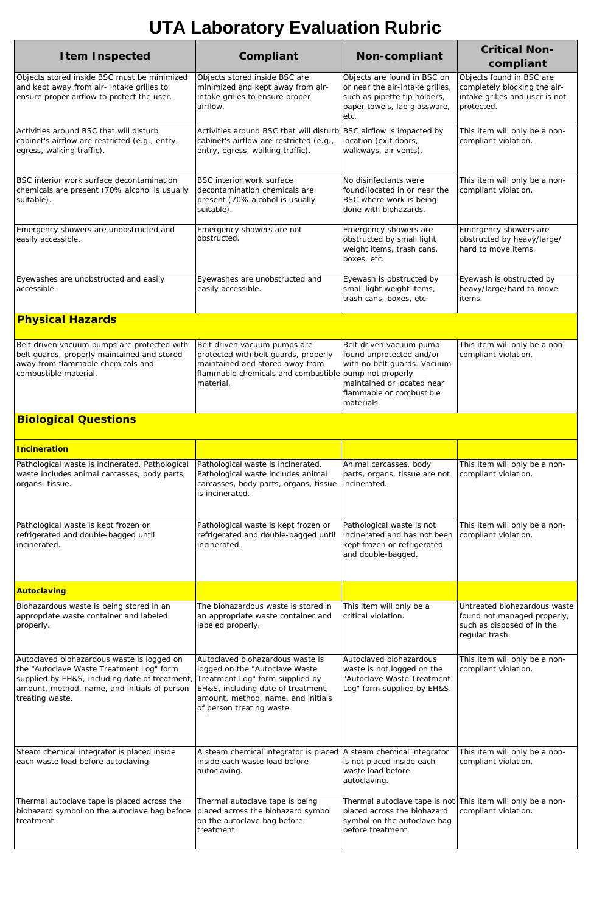# UTA Laboratory Evaluation Rubric

| Item Inspected | Compliant | Non-compliant | Critical Non-compliant |
|---|---|---|---|
| Objects stored inside BSC must be minimized and kept away from air- intake grilles to ensure proper airflow to protect the user. | Objects stored inside BSC are minimized and kept away from air-intake grilles to ensure proper airflow. | Objects are found in BSC on or near the air-intake grilles, such as pipette tip holders, paper towels, lab glassware, etc. | Objects found in BSC are completely blocking the air-intake grilles and user is not protected. |
| Activities around BSC that will disturb cabinet's airflow are restricted (e.g., entry, egress, walking traffic). | Activities around BSC that will disturb cabinet's airflow are restricted (e.g., entry, egress, walking traffic). | BSC airflow is impacted by location (exit doors, walkways, air vents). | This item will only be a non-compliant violation. |
| BSC interior work surface decontamination chemicals are present (70% alcohol is usually suitable). | BSC interior work surface decontamination chemicals are present (70% alcohol is usually suitable). | No disinfectants were found/located in or near the BSC where work is being done with biohazards. | This item will only be a non-compliant violation. |
| Emergency showers are unobstructed and easily accessible. | Emergency showers are not obstructed. | Emergency showers are obstructed by small light weight items, trash cans, boxes, etc. | Emergency showers are obstructed by heavy/large/ hard to move items. |
| Eyewashes are unobstructed and easily accessible. | Eyewashes are unobstructed and easily accessible. | Eyewash is obstructed by small light weight items, trash cans, boxes, etc. | Eyewash is obstructed by heavy/large/hard to move items. |
| **Physical Hazards** | | | |
| Belt driven vacuum pumps are protected with belt guards, properly maintained and stored away from flammable chemicals and combustible material. | Belt driven vacuum pumps are protected with belt guards, properly maintained and stored away from flammable chemicals and combustible material. | Belt driven vacuum pump found unprotected and/or with no belt guards. Vacuum pump not properly maintained or located near flammable or combustible materials. | This item will only be a non-compliant violation. |
| **Biological Questions** | | | |
| **Incineration** | | | |
| Pathological waste is incinerated. Pathological waste includes animal carcasses, body parts, organs, tissue. | Pathological waste is incinerated. Pathological waste includes animal carcasses, body parts, organs, tissue is incinerated. | Animal carcasses, body parts, organs, tissue are not incinerated. | This item will only be a non-compliant violation. |
| Pathological waste is kept frozen or refrigerated and double-bagged until incinerated. | Pathological waste is kept frozen or refrigerated and double-bagged until incinerated. | Pathological waste is not incinerated and has not been kept frozen or refrigerated and double-bagged. | This item will only be a non-compliant violation. |
| **Autoclaving** | | | |
| Biohazardous waste is being stored in an appropriate waste container and labeled properly. | The biohazardous waste is stored in an appropriate waste container and labeled properly. | This item will only be a critical violation. | Untreated biohazardous waste found not managed properly, such as disposed of in the regular trash. |
| Autoclaved biohazardous waste is logged on the "Autoclave Waste Treatment Log" form supplied by EH&S, including date of treatment, amount, method, name, and initials of person treating waste. | Autoclaved biohazardous waste is logged on the "Autoclave Waste Treatment Log" form supplied by EH&S, including date of treatment, amount, method, name, and initials of person treating waste. | Autoclaved biohazardous waste is not logged on the "Autoclave Waste Treatment Log" form supplied by EH&S. | This item will only be a non-compliant violation. |
| Steam chemical integrator is placed inside each waste load before autoclaving. | A steam chemical integrator is placed inside each waste load before autoclaving. | A steam chemical integrator is not placed inside each waste load before autoclaving. | This item will only be a non-compliant violation. |
| Thermal autoclave tape is placed across the biohazard symbol on the autoclave bag before treatment. | Thermal autoclave tape is being placed across the biohazard symbol on the autoclave bag before treatment. | Thermal autoclave tape is not placed across the biohazard symbol on the autoclave bag before treatment. | This item will only be a non-compliant violation. |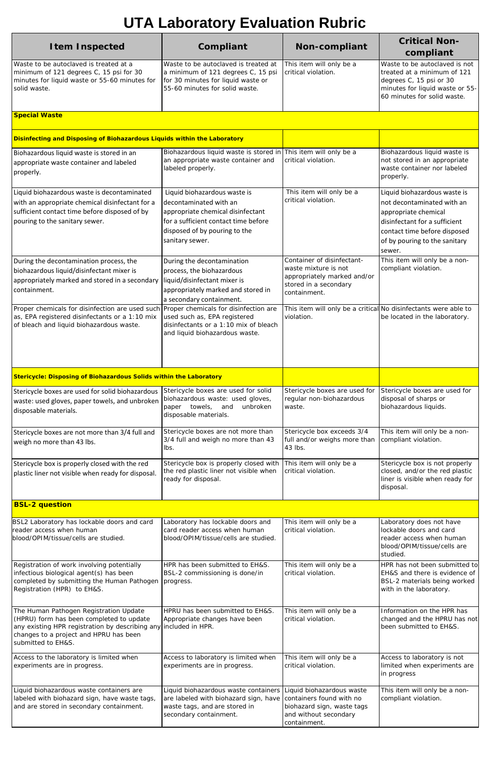# UTA Laboratory Evaluation Rubric

| Item Inspected | Compliant | Non-compliant | Critical Non-compliant |
|---|---|---|---|
| Waste to be autoclaved is treated at a minimum of 121 degrees C, 15 psi for 30 minutes for liquid waste or 55-60 minutes for solid waste. | Waste to be autoclaved is treated at a minimum of 121 degrees C, 15 psi for 30 minutes for liquid waste or 55-60 minutes for solid waste. | This item will only be a critical violation. | Waste to be autoclaved is not treated at a minimum of 121 degrees C, 15 psi or 30 minutes for liquid waste or 55-60 minutes for solid waste. |
| **Special Waste** | | | |
| **Disinfecting and Disposing of Biohazardous Liquids within the Laboratory** | | | |
| Biohazardous liquid waste is stored in an appropriate waste container and labeled properly. | Biohazardous liquid waste is stored in an appropriate waste container and labeled properly. | This item will only be a critical violation. | Biohazardous liquid waste is not stored in an appropriate waste container nor labeled properly. |
| Liquid biohazardous waste is decontaminated with an appropriate chemical disinfectant for a sufficient contact time before disposed of by pouring to the sanitary sewer. | Liquid biohazardous waste is decontaminated with an appropriate chemical disinfectant for a sufficient contact time before disposed of by pouring to the sanitary sewer. | This item will only be a critical violation. | Liquid biohazardous waste is not decontaminated with an appropriate chemical disinfectant for a sufficient contact time before disposed of by pouring to the sanitary sewer. |
| During the decontamination process, the biohazardous liquid/disinfectant mixer is appropriately marked and stored in a secondary containment. | During the decontamination process, the biohazardous liquid/disinfectant mixer is appropriately marked and stored in a secondary containment. | Container of disinfectant-waste mixture is not appropriately marked and/or stored in a secondary containment. | This item will only be a non-compliant violation. |
| Proper chemicals for disinfection are used such as, EPA registered disinfectants or a 1:10 mix of bleach and liquid biohazardous waste. | Proper chemicals for disinfection are used such as, EPA registered disinfectants or a 1:10 mix of bleach and liquid biohazardous waste. | This item will only be a critical violation. | No disinfectants were able to be located in the laboratory. |
| **Stericycle: Disposing of Biohazardous Solids within the Laboratory** | | | |
| Stericycle boxes are used for solid biohazardous waste: used gloves, paper towels, and unbroken disposable materials. | Stericycle boxes are used for solid biohazardous waste: used gloves, paper towels, and unbroken disposable materials. | Stericycle boxes are used for regular non-biohazardous waste. | Stericycle boxes are used for disposal of sharps or biohazardous liquids. |
| Stericycle boxes are not more than 3/4 full and weigh no more than 43 lbs. | Stericycle boxes are not more than 3/4 full and weigh no more than 43 lbs. | Stericycle box exceeds 3/4 full and/or weighs more than 43 lbs. | This item will only be a non-compliant violation. |
| Stericycle box is properly closed with the red plastic liner not visible when ready for disposal. | Stericycle box is properly closed with the red plastic liner not visible when ready for disposal. | This item will only be a critical violation. | Stericycle box is not properly closed, and/or the red plastic liner is visible when ready for disposal. |
| **BSL-2 question** | | | |
| BSL2 Laboratory has lockable doors and card reader access when human blood/OPIM/tissue/cells are studied. | Laboratory has lockable doors and card reader access when human blood/OPIM/tissue/cells are studied. | This item will only be a critical violation. | Laboratory does not have lockable doors and card reader access when human blood/OPIM/tissue/cells are studied. |
| Registration of work involving potentially infectious biological agent(s) has been completed by submitting the Human Pathogen Registration (HPR) to EH&S. | HPR has been submitted to EH&S. BSL-2 commissioning is done/in progress. | This item will only be a critical violation. | HPR has not been submitted to EH&S and there is evidence of BSL-2 materials being worked with in the laboratory. |
| The Human Pathogen Registration Update (HPRU) form has been completed to update any existing HPR registration by describing any changes to a project and HPRU has been submitted to EH&S. | HPRU has been submitted to EH&S. Appropriate changes have been included in HPR. | This item will only be a critical violation. | Information on the HPR has changed and the HPRU has not been submitted to EH&S. |
| Access to the laboratory is limited when experiments are in progress. | Access to laboratory is limited when experiments are in progress. | This item will only be a critical violation. | Access to laboratory is not limited when experiments are in progress |
| Liquid biohazardous waste containers are labeled with biohazard sign, have waste tags, and are stored in secondary containment. | Liquid biohazardous waste containers are labeled with biohazard sign, have waste tags, and are stored in secondary containment. | Liquid biohazardous waste containers found with no biohazard sign, waste tags and without secondary containment. | This item will only be a non-compliant violation. |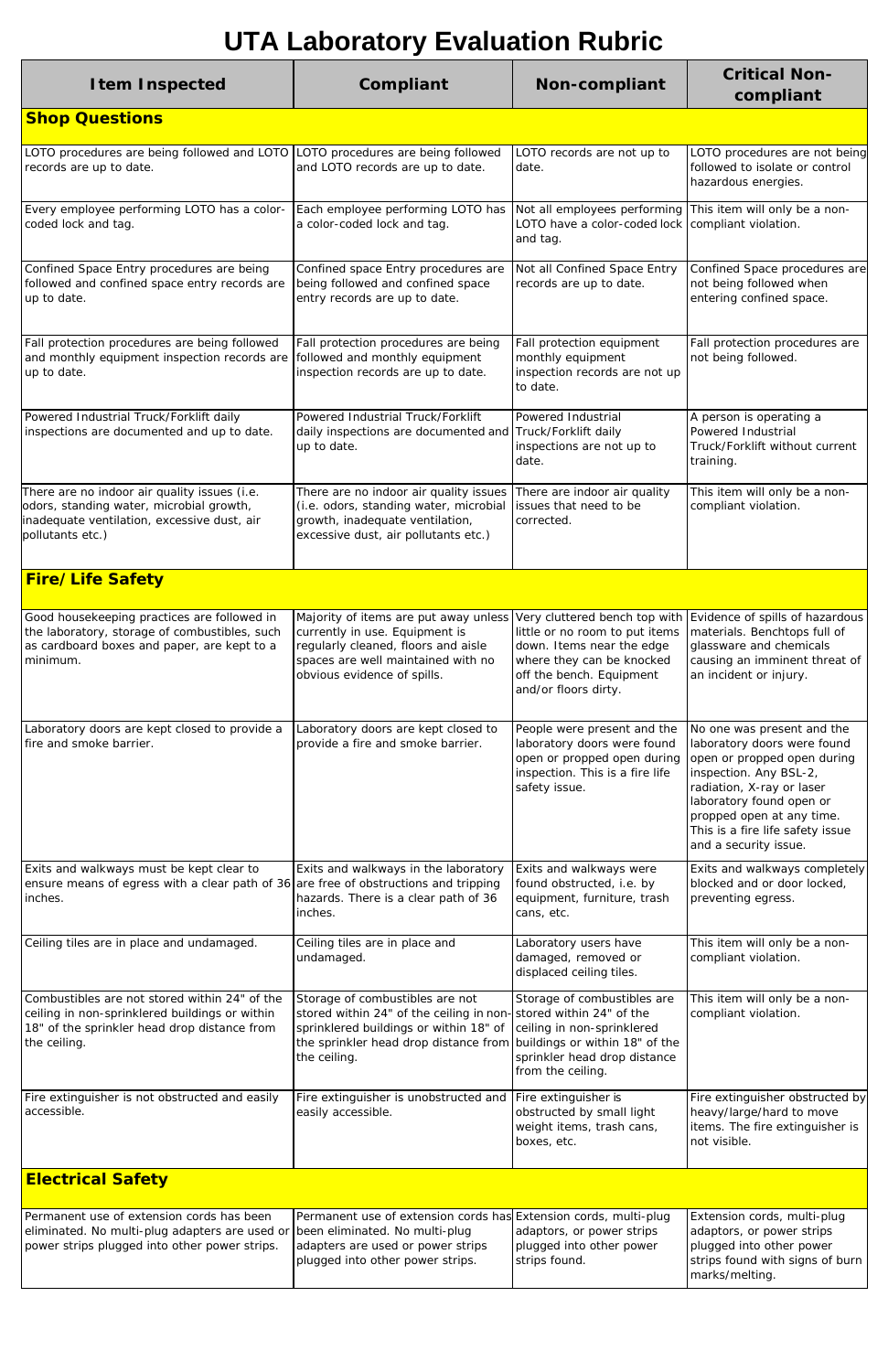# UTA Laboratory Evaluation Rubric

| Item Inspected | Compliant | Non-compliant | Critical Non-compliant |
|---|---|---|---|
| **Shop Questions** | | | |
| LOTO procedures are being followed and LOTO records are up to date. | LOTO procedures are being followed and LOTO records are up to date. | LOTO records are not up to date. | LOTO procedures are not being followed to isolate or control hazardous energies. |
| Every employee performing LOTO has a color-coded lock and tag. | Each employee performing LOTO has a color-coded lock and tag. | Not all employees performing LOTO have a color-coded lock and tag. | This item will only be a non-compliant violation. |
| Confined Space Entry procedures are being followed and confined space entry records are up to date. | Confined space Entry procedures are being followed and confined space entry records are up to date. | Not all Confined Space Entry records are up to date. | Confined Space procedures are not being followed when entering confined space. |
| Fall protection procedures are being followed and monthly equipment inspection records are up to date. | Fall protection procedures are being followed and monthly equipment inspection records are up to date. | Fall protection equipment monthly equipment inspection records are not up to date. | Fall protection procedures are not being followed. |
| Powered Industrial Truck/Forklift daily inspections are documented and up to date. | Powered Industrial Truck/Forklift daily inspections are documented and up to date. | Powered Industrial Truck/Forklift daily inspections are not up to date. | A person is operating a Powered Industrial Truck/Forklift without current training. |
| There are no indoor air quality issues (i.e. odors, standing water, microbial growth, inadequate ventilation, excessive dust, air pollutants etc.) | There are no indoor air quality issues (i.e. odors, standing water, microbial growth, inadequate ventilation, excessive dust, air pollutants etc.) | There are indoor air quality issues that need to be corrected. | This item will only be a non-compliant violation. |
| **Fire/Life Safety** | | | |
| Good housekeeping practices are followed in the laboratory, storage of combustibles, such as cardboard boxes and paper, are kept to a minimum. | Majority of items are put away unless currently in use. Equipment is regularly cleaned, floors and aisle spaces are well maintained with no obvious evidence of spills. | Very cluttered bench top with little or no room to put items down. Items near the edge where they can be knocked off the bench. Equipment and/or floors dirty. | Evidence of spills of hazardous materials. Benchtops full of glassware and chemicals causing an imminent threat of an incident or injury. |
| Laboratory doors are kept closed to provide a fire and smoke barrier. | Laboratory doors are kept closed to provide a fire and smoke barrier. | People were present and the laboratory doors were found open or propped open during inspection. This is a fire life safety issue. | No one was present and the laboratory doors were found open or propped open during inspection. Any BSL-2, radiation, X-ray or laser laboratory found open or propped open at any time. This is a fire life safety issue and a security issue. |
| Exits and walkways must be kept clear to ensure means of egress with a clear path of 36 inches. | Exits and walkways in the laboratory are free of obstructions and tripping hazards. There is a clear path of 36 inches. | Exits and walkways were found obstructed, i.e. by equipment, furniture, trash cans, etc. | Exits and walkways completely blocked and or door locked, preventing egress. |
| Ceiling tiles are in place and undamaged. | Ceiling tiles are in place and undamaged. | Laboratory users have damaged, removed or displaced ceiling tiles. | This item will only be a non-compliant violation. |
| Combustibles are not stored within 24" of the ceiling in non-sprinklered buildings or within 18" of the sprinkler head drop distance from the ceiling. | Storage of combustibles are not stored within 24" of the ceiling in non-sprinklered buildings or within 18" of the sprinkler head drop distance from the ceiling. | Storage of combustibles are stored within 24" of the ceiling in non-sprinklered buildings or within 18" of the sprinkler head drop distance from the ceiling. | This item will only be a non-compliant violation. |
| Fire extinguisher is not obstructed and easily accessible. | Fire extinguisher is unobstructed and easily accessible. | Fire extinguisher is obstructed by small light weight items, trash cans, boxes, etc. | Fire extinguisher obstructed by heavy/large/hard to move items. The fire extinguisher is not visible. |
| **Electrical Safety** | | | |
| Permanent use of extension cords has been eliminated. No multi-plug adapters are used or power strips plugged into other power strips. | Permanent use of extension cords has been eliminated. No multi-plug adapters are used or power strips plugged into other power strips. | Extension cords, multi-plug adaptors, or power strips plugged into other power strips found. | Extension cords, multi-plug adaptors, or power strips plugged into other power strips found with signs of burn marks/melting. |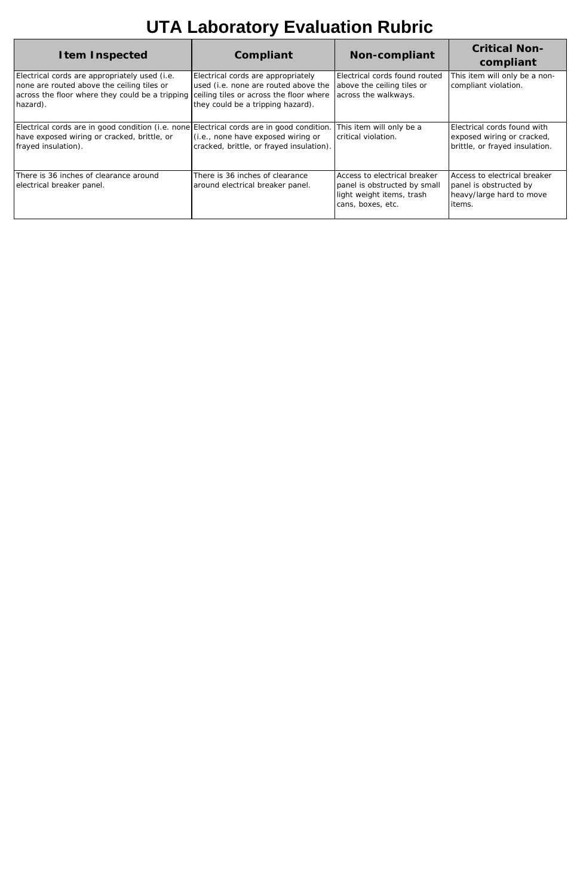# UTA Laboratory Evaluation Rubric

| Item Inspected | Compliant | Non-compliant | Critical Non-compliant |
|---|---|---|---|
| Electrical cords are appropriately used (i.e. none are routed above the ceiling tiles or across the floor where they could be a tripping hazard). | Electrical cords are appropriately used (i.e. none are routed above the ceiling tiles or across the floor where they could be a tripping hazard). | Electrical cords found routed above the ceiling tiles or across the walkways. | This item will only be a non-compliant violation. |
| Electrical cords are in good condition (i.e. none have exposed wiring or cracked, brittle, or frayed insulation). | Electrical cords are in good condition. (i.e., none have exposed wiring or cracked, brittle, or frayed insulation). | This item will only be a critical violation. | Electrical cords found with exposed wiring or cracked, brittle, or frayed insulation. |
| There is 36 inches of clearance around electrical breaker panel. | There is 36 inches of clearance around electrical breaker panel. | Access to electrical breaker panel is obstructed by small light weight items, trash cans, boxes, etc. | Access to electrical breaker panel is obstructed by heavy/large hard to move items. |